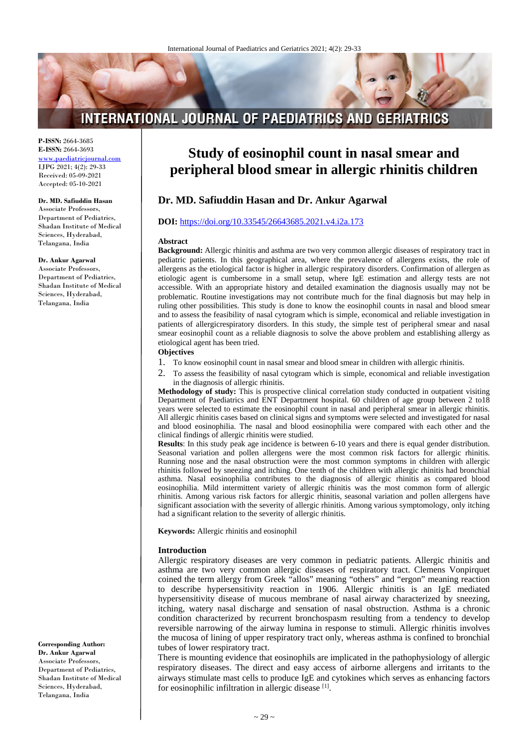P-ISSN: 2664-3685
E-ISSN: 2664-3693
www.paediatricjournal.com
IJPG 2021; 4(2): 29-33
Received: 05-09-2021
Accepted: 05-10-2021

**Dr. MD. Safiuddin Hasan**
Associate Professors, Department of Pediatrics, Shadan Institute of Medical Sciences, Hyderabad, Telangana, India

**Dr. Ankur Agarwal**
Associate Professors, Department of Pediatrics, Shadan Institute of Medical Sciences, Hyderabad, Telangana, India

**Corresponding Author:**
**Dr. Ankur Agarwal**
Associate Professors, Department of Pediatrics, Shadan Institute of Medical Sciences, Hyderabad, Telangana, India

# Study of eosinophil count in nasal smear and peripheral blood smear in allergic rhinitis children

## Dr. MD. Safiuddin Hasan and Dr. Ankur Agarwal

**DOI:** https://doi.org/10.33545/26643685.2021.v4.i2a.173

### Abstract

**Background:** Allergic rhinitis and asthma are two very common allergic diseases of respiratory tract in pediatric patients. In this geographical area, where the prevalence of allergens exists, the role of allergens as the etiological factor is higher in allergic respiratory disorders. Confirmation of allergen as etiologic agent is cumbersome in a small setup, where IgE estimation and allergy tests are not accessible. With an appropriate history and detailed examination the diagnosis usually may not be problematic. Routine investigations may not contribute much for the final diagnosis but may help in ruling other possibilities. This study is done to know the eosinophil counts in nasal and blood smear and to assess the feasibility of nasal cytogram which is simple, economical and reliable investigation in patients of allergicrespiratory disorders. In this study, the simple test of peripheral smear and nasal smear eosinophil count as a reliable diagnosis to solve the above problem and establishing allergy as etiological agent has been tried.

**Objectives**

1. To know eosinophil count in nasal smear and blood smear in children with allergic rhinitis.
2. To assess the feasibility of nasal cytogram which is simple, economical and reliable investigation in the diagnosis of allergic rhinitis.

**Methodology of study:** This is prospective clinical correlation study conducted in outpatient visiting Department of Paediatrics and ENT Department hospital. 60 children of age group between 2 to18 years were selected to estimate the eosinophil count in nasal and peripheral smear in allergic rhinitis. All allergic rhinitis cases based on clinical signs and symptoms were selected and investigated for nasal and blood eosinophilia. The nasal and blood eosinophilia were compared with each other and the clinical findings of allergic rhinitis were studied.

**Results**: In this study peak age incidence is between 6-10 years and there is equal gender distribution. Seasonal variation and pollen allergens were the most common risk factors for allergic rhinitis. Running nose and the nasal obstruction were the most common symptoms in children with allergic rhinitis followed by sneezing and itching. One tenth of the children with allergic rhinitis had bronchial asthma. Nasal eosinophilia contributes to the diagnosis of allergic rhinitis as compared blood eosinophilia. Mild intermittent variety of allergic rhinitis was the most common form of allergic rhinitis. Among various risk factors for allergic rhinitis, seasonal variation and pollen allergens have significant association with the severity of allergic rhinitis. Among various symptomology, only itching had a significant relation to the severity of allergic rhinitis.

**Keywords:** Allergic rhinitis and eosinophil

### Introduction

Allergic respiratory diseases are very common in pediatric patients. Allergic rhinitis and asthma are two very common allergic diseases of respiratory tract. Clemens Vonpirquet coined the term allergy from Greek "allos" meaning "others" and "ergon" meaning reaction to describe hypersensitivity reaction in 1906. Allergic rhinitis is an IgE mediated hypersensitivity disease of mucous membrane of nasal airway characterized by sneezing, itching, watery nasal discharge and sensation of nasal obstruction. Asthma is a chronic condition characterized by recurrent bronchospasm resulting from a tendency to develop reversible narrowing of the airway lumina in response to stimuli. Allergic rhinitis involves the mucosa of lining of upper respiratory tract only, whereas asthma is confined to bronchial tubes of lower respiratory tract.

There is mounting evidence that eosinophils are implicated in the pathophysiology of allergic respiratory diseases. The direct and easy access of airborne allergens and irritants to the airways stimulate mast cells to produce IgE and cytokines which serves as enhancing factors for eosinophilic infiltration in allergic disease [1].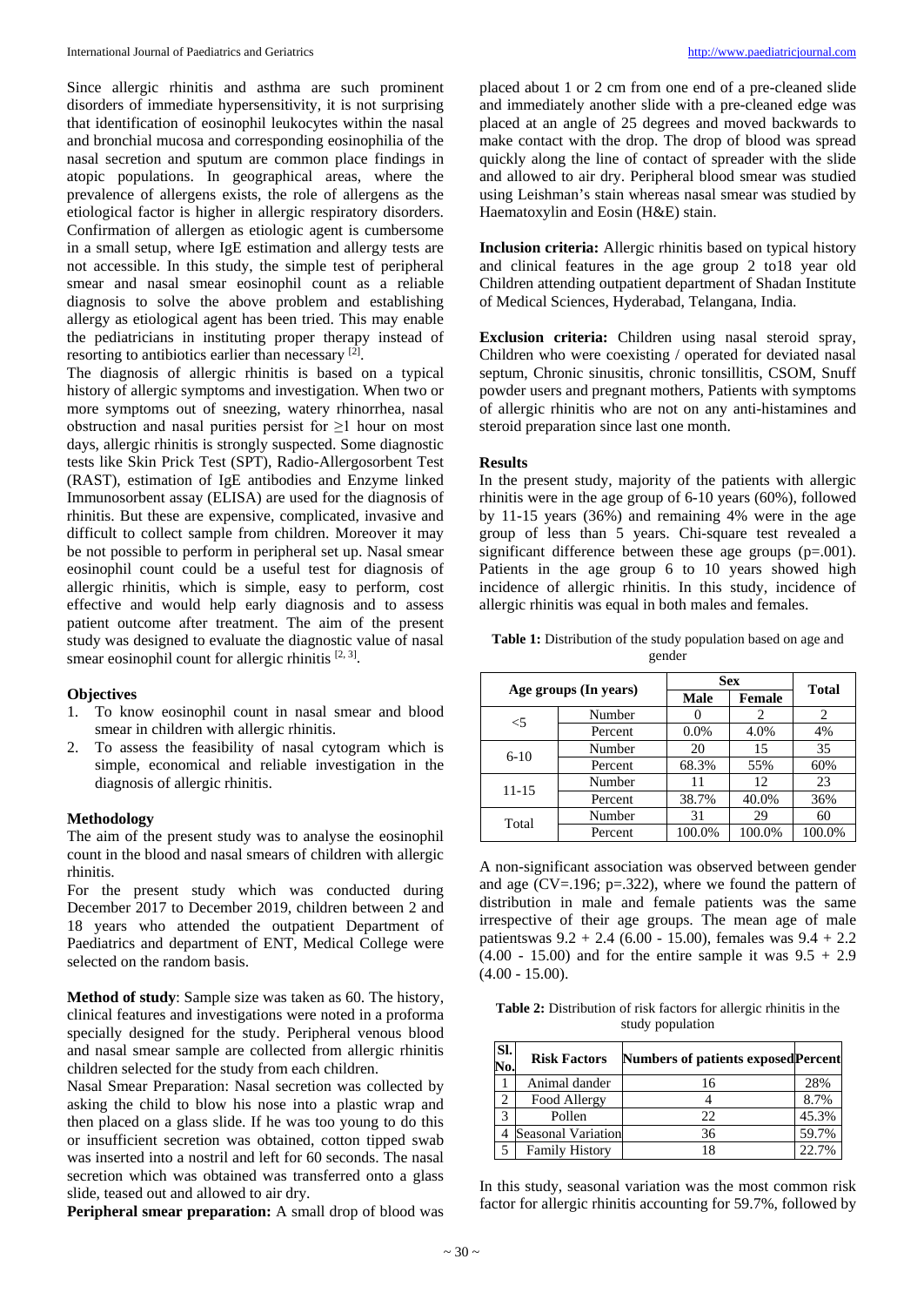Since allergic rhinitis and asthma are such prominent disorders of immediate hypersensitivity, it is not surprising that identification of eosinophil leukocytes within the nasal and bronchial mucosa and corresponding eosinophilia of the nasal secretion and sputum are common place findings in atopic populations. In geographical areas, where the prevalence of allergens exists, the role of allergens as the etiological factor is higher in allergic respiratory disorders. Confirmation of allergen as etiologic agent is cumbersome in a small setup, where IgE estimation and allergy tests are not accessible. In this study, the simple test of peripheral smear and nasal smear eosinophil count as a reliable diagnosis to solve the above problem and establishing allergy as etiological agent has been tried. This may enable the pediatricians in instituting proper therapy instead of resorting to antibiotics earlier than necessary [2].

The diagnosis of allergic rhinitis is based on a typical history of allergic symptoms and investigation. When two or more symptoms out of sneezing, watery rhinorrhea, nasal obstruction and nasal purities persist for ≥1 hour on most days, allergic rhinitis is strongly suspected. Some diagnostic tests like Skin Prick Test (SPT), Radio-Allergosorbent Test (RAST), estimation of IgE antibodies and Enzyme linked Immunosorbent assay (ELISA) are used for the diagnosis of rhinitis. But these are expensive, complicated, invasive and difficult to collect sample from children. Moreover it may be not possible to perform in peripheral set up. Nasal smear eosinophil count could be a useful test for diagnosis of allergic rhinitis, which is simple, easy to perform, cost effective and would help early diagnosis and to assess patient outcome after treatment. The aim of the present study was designed to evaluate the diagnostic value of nasal smear eosinophil count for allergic rhinitis [2, 3].

### Objectives

1. To know eosinophil count in nasal smear and blood smear in children with allergic rhinitis.
2. To assess the feasibility of nasal cytogram which is simple, economical and reliable investigation in the diagnosis of allergic rhinitis.

### Methodology

The aim of the present study was to analyse the eosinophil count in the blood and nasal smears of children with allergic rhinitis.

For the present study which was conducted during December 2017 to December 2019, children between 2 and 18 years who attended the outpatient Department of Paediatrics and department of ENT, Medical College were selected on the random basis.

**Method of study**: Sample size was taken as 60. The history, clinical features and investigations were noted in a proforma specially designed for the study. Peripheral venous blood and nasal smear sample are collected from allergic rhinitis children selected for the study from each children.

Nasal Smear Preparation: Nasal secretion was collected by asking the child to blow his nose into a plastic wrap and then placed on a glass slide. If he was too young to do this or insufficient secretion was obtained, cotton tipped swab was inserted into a nostril and left for 60 seconds. The nasal secretion which was obtained was transferred onto a glass slide, teased out and allowed to air dry.

**Peripheral smear preparation:** A small drop of blood was placed about 1 or 2 cm from one end of a pre-cleaned slide and immediately another slide with a pre-cleaned edge was placed at an angle of 25 degrees and moved backwards to make contact with the drop. The drop of blood was spread quickly along the line of contact of spreader with the slide and allowed to air dry. Peripheral blood smear was studied using Leishman's stain whereas nasal smear was studied by Haematoxylin and Eosin (H&E) stain.

**Inclusion criteria:** Allergic rhinitis based on typical history and clinical features in the age group 2 to18 year old Children attending outpatient department of Shadan Institute of Medical Sciences, Hyderabad, Telangana, India.

**Exclusion criteria:** Children using nasal steroid spray, Children who were coexisting / operated for deviated nasal septum, Chronic sinusitis, chronic tonsillitis, CSOM, Snuff powder users and pregnant mothers, Patients with symptoms of allergic rhinitis who are not on any anti-histamines and steroid preparation since last one month.

### Results

In the present study, majority of the patients with allergic rhinitis were in the age group of 6-10 years (60%), followed by 11-15 years (36%) and remaining 4% were in the age group of less than 5 years. Chi-square test revealed a significant difference between these age groups (p=.001). Patients in the age group 6 to 10 years showed high incidence of allergic rhinitis. In this study, incidence of allergic rhinitis was equal in both males and females.

**Table 1:** Distribution of the study population based on age and gender

| Age groups (In years) | | Sex | | Total |
|---|---|---|---|---|
| | | Male | Female | |
| <5 | Number | 0 | 2 | 2 |
| | Percent | 0.0% | 4.0% | 4% |
| 6-10 | Number | 20 | 15 | 35 |
| | Percent | 68.3% | 55% | 60% |
| 11-15 | Number | 11 | 12 | 23 |
| | Percent | 38.7% | 40.0% | 36% |
| Total | Number | 31 | 29 | 60 |
| | Percent | 100.0% | 100.0% | 100.0% |

A non-significant association was observed between gender and age (CV=.196; p=.322), where we found the pattern of distribution in male and female patients was the same irrespective of their age groups. The mean age of male patientswas 9.2 + 2.4 (6.00 - 15.00), females was 9.4 + 2.2 (4.00 - 15.00) and for the entire sample it was 9.5 + 2.9 (4.00 - 15.00).

**Table 2:** Distribution of risk factors for allergic rhinitis in the study population

| Sl. No. | Risk Factors | Numbers of patients exposed | Percent |
|---|---|---|---|
| 1 | Animal dander | 16 | 28% |
| 2 | Food Allergy | 4 | 8.7% |
| 3 | Pollen | 22 | 45.3% |
| 4 | Seasonal Variation | 36 | 59.7% |
| 5 | Family History | 18 | 22.7% |

In this study, seasonal variation was the most common risk factor for allergic rhinitis accounting for 59.7%, followed by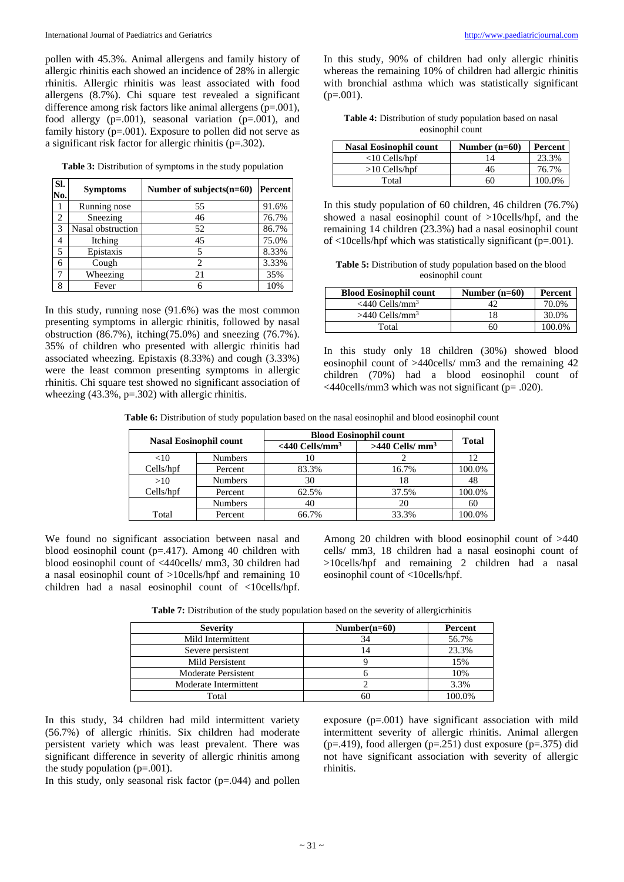pollen with 45.3%. Animal allergens and family history of allergic rhinitis each showed an incidence of 28% in allergic rhinitis. Allergic rhinitis was least associated with food allergens (8.7%). Chi square test revealed a significant difference among risk factors like animal allergens (p=.001), food allergy (p=.001), seasonal variation (p=.001), and family history (p=.001). Exposure to pollen did not serve as a significant risk factor for allergic rhinitis (p=.302).

**Table 3:** Distribution of symptoms in the study population

| Sl. No. | Symptoms | Number of subjects(n=60) | Percent |
|---|---|---|---|
| 1 | Running nose | 55 | 91.6% |
| 2 | Sneezing | 46 | 76.7% |
| 3 | Nasal obstruction | 52 | 86.7% |
| 4 | Itching | 45 | 75.0% |
| 5 | Epistaxis | 5 | 8.33% |
| 6 | Cough | 2 | 3.33% |
| 7 | Wheezing | 21 | 35% |
| 8 | Fever | 6 | 10% |

In this study, running nose (91.6%) was the most common presenting symptoms in allergic rhinitis, followed by nasal obstruction (86.7%), itching(75.0%) and sneezing (76.7%). 35% of children who presented with allergic rhinitis had associated wheezing. Epistaxis (8.33%) and cough (3.33%) were the least common presenting symptoms in allergic rhinitis. Chi square test showed no significant association of wheezing (43.3%, p=.302) with allergic rhinitis.

In this study, 90% of children had only allergic rhinitis whereas the remaining 10% of children had allergic rhinitis with bronchial asthma which was statistically significant (p=.001).

**Table 4:** Distribution of study population based on nasal eosinophil count

| Nasal Eosinophil count | Number (n=60) | Percent |
|---|---|---|
| <10 Cells/hpf | 14 | 23.3% |
| >10 Cells/hpf | 46 | 76.7% |
| Total | 60 | 100.0% |

In this study population of 60 children, 46 children (76.7%) showed a nasal eosinophil count of >10cells/hpf, and the remaining 14 children (23.3%) had a nasal eosinophil count of <10cells/hpf which was statistically significant (p=.001).

**Table 5:** Distribution of study population based on the blood eosinophil count

| Blood Eosinophil count | Number (n=60) | Percent |
|---|---|---|
| <440 Cells/mm$^3$ | 42 | 70.0% |
| >440 Cells/mm$^3$ | 18 | 30.0% |
| Total | 60 | 100.0% |

In this study only 18 children (30%) showed blood eosinophil count of >440cells/ mm3 and the remaining 42 children (70%) had a blood eosinophil count of <440cells/mm3 which was not significant (p= .020).

**Table 6:** Distribution of study population based on the nasal eosinophil and blood eosinophil count

| Nasal Eosinophil count | | Blood Eosinophil count | | Total |
|---|---|---|---|---|
| | | <440 Cells/mm$^3$ | >440 Cells/ mm$^3$ | |
| <10 Cells/hpf | Numbers | 10 | 2 | 12 |
| | Percent | 83.3% | 16.7% | 100.0% |
| >10 Cells/hpf | Numbers | 30 | 18 | 48 |
| | Percent | 62.5% | 37.5% | 100.0% |
| Total | Numbers | 40 | 20 | 60 |
| | Percent | 66.7% | 33.3% | 100.0% |

We found no significant association between nasal and blood eosinophil count (p=.417). Among 40 children with blood eosinophil count of <440cells/ mm3, 30 children had a nasal eosinophil count of >10cells/hpf and remaining 10 children had a nasal eosinophil count of <10cells/hpf. Among 20 children with blood eosinophil count of >440 cells/ mm3, 18 children had a nasal eosinophi count of >10cells/hpf and remaining 2 children had a nasal eosinophil count of <10cells/hpf.

**Table 7:** Distribution of the study population based on the severity of allergicrhinitis

| Severity | Number(n=60) | Percent |
|---|---|---|
| Mild Intermittent | 34 | 56.7% |
| Severe persistent | 14 | 23.3% |
| Mild Persistent | 9 | 15% |
| Moderate Persistent | 6 | 10% |
| Moderate Intermittent | 2 | 3.3% |
| Total | 60 | 100.0% |

In this study, 34 children had mild intermittent variety (56.7%) of allergic rhinitis. Six children had moderate persistent variety which was least prevalent. There was significant difference in severity of allergic rhinitis among the study population (p=.001).

In this study, only seasonal risk factor (p=.044) and pollen exposure (p=.001) have significant association with mild intermittent severity of allergic rhinitis. Animal allergen (p=.419), food allergen (p=.251) dust exposure (p=.375) did not have significant association with severity of allergic rhinitis.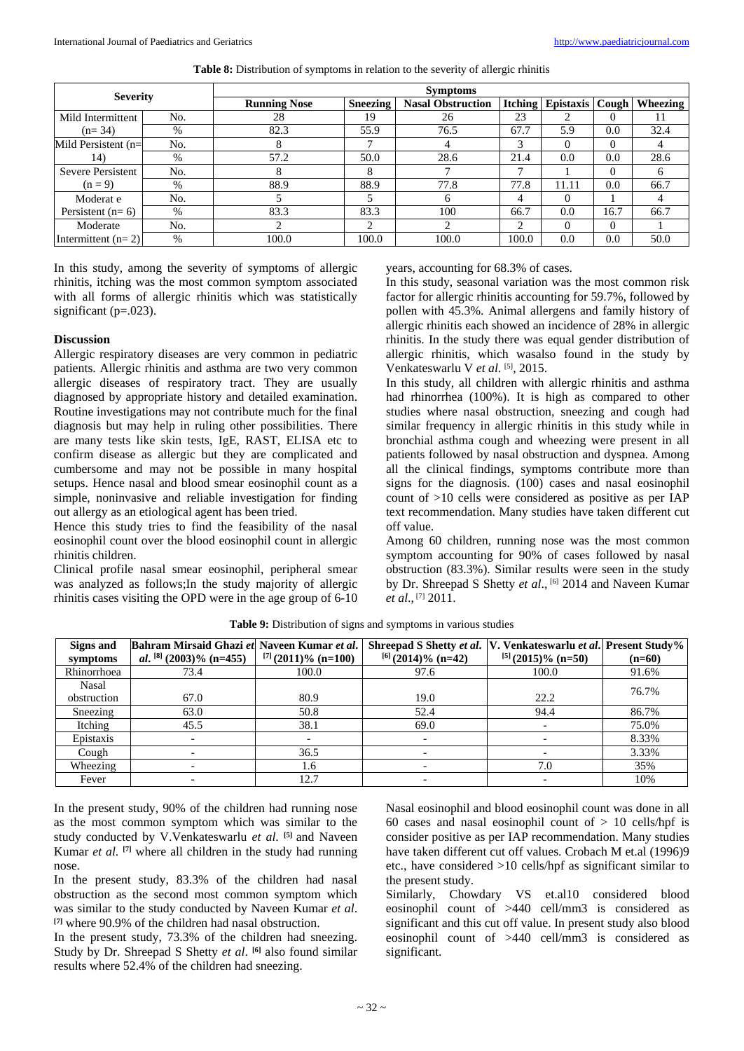**Table 8:** Distribution of symptoms in relation to the severity of allergic rhinitis

| Severity | | Symptoms | | | | | | |
|---|---|---|---|---|---|---|---|---|
| | | Running Nose | Sneezing | Nasal Obstruction | Itching | Epistaxis | Cough | Wheezing |
| Mild Intermittent (n= 34) | No. | 28 | 19 | 26 | 23 | 2 | 0 | 11 |
| | % | 82.3 | 55.9 | 76.5 | 67.7 | 5.9 | 0.0 | 32.4 |
| Mild Persistent (n= 14) | No. | 8 | 7 | 4 | 3 | 0 | 0 | 4 |
| | % | 57.2 | 50.0 | 28.6 | 21.4 | 0.0 | 0.0 | 28.6 |
| Severe Persistent (n = 9) | No. | 8 | 8 | 7 | 7 | 1 | 0 | 6 |
| | % | 88.9 | 88.9 | 77.8 | 77.8 | 11.11 | 0.0 | 66.7 |
| Moderat e Persistent (n= 6) | No. | 5 | 5 | 6 | 4 | 0 | 1 | 4 |
| | % | 83.3 | 83.3 | 100 | 66.7 | 0.0 | 16.7 | 66.7 |
| Moderate Intermittent (n= 2) | No. | 2 | 2 | 2 | 2 | 0 | 0 | 1 |
| | % | 100.0 | 100.0 | 100.0 | 100.0 | 0.0 | 0.0 | 50.0 |

In this study, among the severity of symptoms of allergic rhinitis, itching was the most common symptom associated with all forms of allergic rhinitis which was statistically significant (p=.023).

## Discussion

Allergic respiratory diseases are very common in pediatric patients. Allergic rhinitis and asthma are two very common allergic diseases of respiratory tract. They are usually diagnosed by appropriate history and detailed examination. Routine investigations may not contribute much for the final diagnosis but may help in ruling other possibilities. There are many tests like skin tests, IgE, RAST, ELISA etc to confirm disease as allergic but they are complicated and cumbersome and may not be possible in many hospital setups. Hence nasal and blood smear eosinophil count as a simple, noninvasive and reliable investigation for finding out allergy as an etiological agent has been tried.

Hence this study tries to find the feasibility of the nasal eosinophil count over the blood eosinophil count in allergic rhinitis children.

Clinical profile nasal smear eosinophil, peripheral smear was analyzed as follows;In the study majority of allergic rhinitis cases visiting the OPD were in the age group of 6-10 years, accounting for 68.3% of cases.

In this study, seasonal variation was the most common risk factor for allergic rhinitis accounting for 59.7%, followed by pollen with 45.3%. Animal allergens and family history of allergic rhinitis each showed an incidence of 28% in allergic rhinitis. In the study there was equal gender distribution of allergic rhinitis, which wasalso found in the study by Venkateswarlu V *et al.* [5], 2015.

In this study, all children with allergic rhinitis and asthma had rhinorrhea (100%). It is high as compared to other studies where nasal obstruction, sneezing and cough had similar frequency in allergic rhinitis in this study while in bronchial asthma cough and wheezing were present in all patients followed by nasal obstruction and dyspnea. Among all the clinical findings, symptoms contribute more than signs for the diagnosis. (100) cases and nasal eosinophil count of >10 cells were considered as positive as per IAP text recommendation. Many studies have taken different cut off value.

Among 60 children, running nose was the most common symptom accounting for 90% of cases followed by nasal obstruction (83.3%). Similar results were seen in the study by Dr. Shreepad S Shetty *et al*., [6] 2014 and Naveen Kumar *et al.*, [7] 2011.

**Table 9:** Distribution of signs and symptoms in various studies

| Signs and symptoms | Bahram Mirsaid Ghazi *et al.* [8] (2003)% (n=455) | Naveen Kumar *et al.* [7] (2011)% (n=100) | Shreepad S Shetty *et al.* [6] (2014)% (n=42) | V. Venkateswarlu *et al.* [5] (2015)% (n=50) | Present Study% (n=60) |
|---|---|---|---|---|---|
| Rhinorrhoea | 73.4 | 100.0 | 97.6 | 100.0 | 91.6% |
| Nasal obstruction | 67.0 | 80.9 | 19.0 | 22.2 | 76.7% |
| Sneezing | 63.0 | 50.8 | 52.4 | 94.4 | 86.7% |
| Itching | 45.5 | 38.1 | 69.0 | - | 75.0% |
| Epistaxis | - | - | - | - | 8.33% |
| Cough | - | 36.5 | - | - | 3.33% |
| Wheezing | - | 1.6 | - | 7.0 | 35% |
| Fever | - | 12.7 | - | - | 10% |

In the present study, 90% of the children had running nose as the most common symptom which was similar to the study conducted by V.Venkateswarlu *et al.* [5] and Naveen Kumar *et al.* [7] where all children in the study had running nose.

In the present study, 83.3% of the children had nasal obstruction as the second most common symptom which was similar to the study conducted by Naveen Kumar *et al*. [7] where 90.9% of the children had nasal obstruction.

In the present study, 73.3% of the children had sneezing. Study by Dr. Shreepad S Shetty *et al*. [6] also found similar results where 52.4% of the children had sneezing.

Nasal eosinophil and blood eosinophil count was done in all 60 cases and nasal eosinophil count of > 10 cells/hpf is consider positive as per IAP recommendation. Many studies have taken different cut off values. Crobach M et.al (1996)9 etc., have considered >10 cells/hpf as significant similar to the present study.

Similarly, Chowdary VS et.al10 considered blood eosinophil count of >440 cell/mm3 is considered as significant and this cut off value. In present study also blood eosinophil count of >440 cell/mm3 is considered as significant.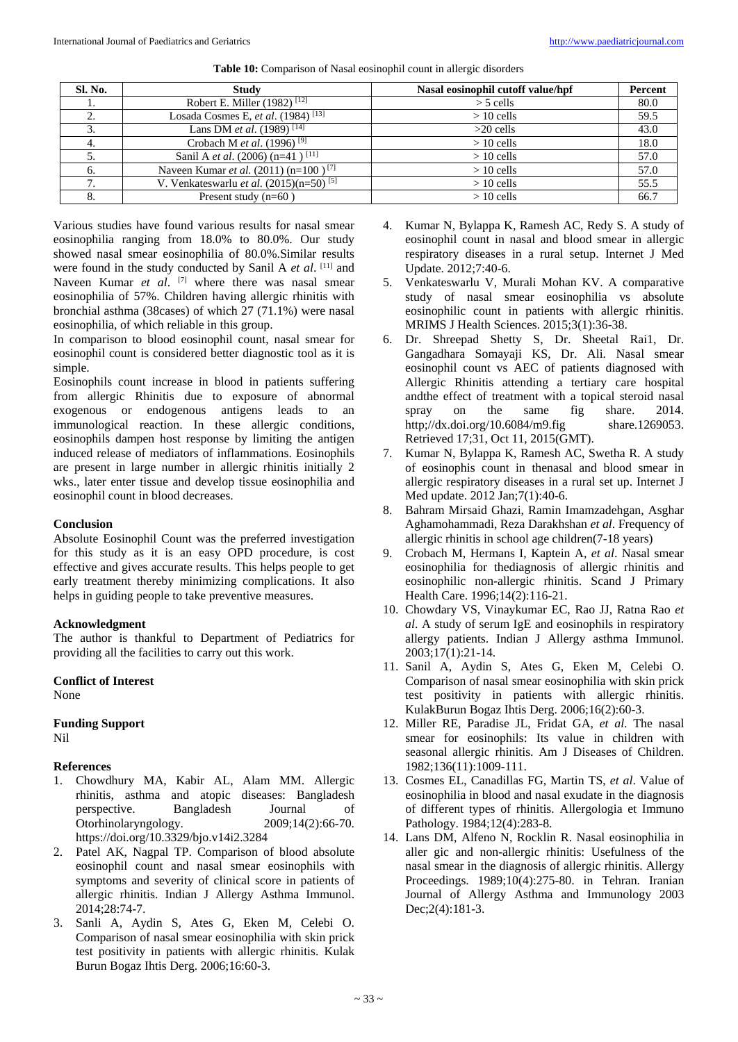**Table 10:** Comparison of Nasal eosinophil count in allergic disorders

| Sl. No. | Study | Nasal eosinophil cutoff value/hpf | Percent |
|---|---|---|---|
| 1. | Robert E. Miller (1982) [12] | > 5 cells | 80.0 |
| 2. | Losada Cosmes E, *et al.* (1984) [13] | > 10 cells | 59.5 |
| 3. | Lans DM *et al.* (1989) [14] | >20 cells | 43.0 |
| 4. | Crobach M *et al.* (1996) [9] | > 10 cells | 18.0 |
| 5. | Sanil A *et al.* (2006) (n=41 ) [11] | > 10 cells | 57.0 |
| 6. | Naveen Kumar *et al.* (2011) (n=100 ) [7] | > 10 cells | 57.0 |
| 7. | V. Venkateswarlu *et al.* (2015)(n=50) [5] | > 10 cells | 55.5 |
| 8. | Present study (n=60 ) | > 10 cells | 66.7 |

Various studies have found various results for nasal smear eosinophilia ranging from 18.0% to 80.0%. Our study showed nasal smear eosinophilia of 80.0%.Similar results were found in the study conducted by Sanil A *et al*. [11] and Naveen Kumar *et al*. [7] where there was nasal smear eosinophilia of 57%. Children having allergic rhinitis with bronchial asthma (38cases) of which 27 (71.1%) were nasal eosinophilia, of which reliable in this group.

In comparison to blood eosinophil count, nasal smear for eosinophil count is considered better diagnostic tool as it is simple.

Eosinophils count increase in blood in patients suffering from allergic Rhinitis due to exposure of abnormal exogenous or endogenous antigens leads to an immunological reaction. In these allergic conditions, eosinophils dampen host response by limiting the antigen induced release of mediators of inflammations. Eosinophils are present in large number in allergic rhinitis initially 2 wks., later enter tissue and develop tissue eosinophilia and eosinophil count in blood decreases.

**Conclusion**

Absolute Eosinophil Count was the preferred investigation for this study as it is an easy OPD procedure, is cost effective and gives accurate results. This helps people to get early treatment thereby minimizing complications. It also helps in guiding people to take preventive measures.

**Acknowledgment**

The author is thankful to Department of Pediatrics for providing all the facilities to carry out this work.

**Conflict of Interest**

None

**Funding Support**

Nil

**References**

1. Chowdhury MA, Kabir AL, Alam MM. Allergic rhinitis, asthma and atopic diseases: Bangladesh perspective. Bangladesh Journal of Otorhinolaryngology. 2009;14(2):66-70. https://doi.org/10.3329/bjo.v14i2.3284
2. Patel AK, Nagpal TP. Comparison of blood absolute eosinophil count and nasal smear eosinophils with symptoms and severity of clinical score in patients of allergic rhinitis. Indian J Allergy Asthma Immunol. 2014;28:74-7.
3. Sanli A, Aydin S, Ates G, Eken M, Celebi O. Comparison of nasal smear eosinophilia with skin prick test positivity in patients with allergic rhinitis. Kulak Burun Bogaz Ihtis Derg. 2006;16:60-3.
4. Kumar N, Bylappa K, Ramesh AC, Redy S. A study of eosinophil count in nasal and blood smear in allergic respiratory diseases in a rural setup. Internet J Med Update. 2012;7:40-6.
5. Venkateswarlu V, Murali Mohan KV. A comparative study of nasal smear eosinophilia vs absolute eosinophilic count in patients with allergic rhinitis. MRIMS J Health Sciences. 2015;3(1):36-38.
6. Dr. Shreepad Shetty S, Dr. Sheetal Rai1, Dr. Gangadhara Somayaji KS, Dr. Ali. Nasal smear eosinophil count vs AEC of patients diagnosed with Allergic Rhinitis attending a tertiary care hospital andthe effect of treatment with a topical steroid nasal spray on the same fig share. 2014. http;//dx.doi.org/10.6084/m9.fig share.1269053. Retrieved 17;31, Oct 11, 2015(GMT).
7. Kumar N, Bylappa K, Ramesh AC, Swetha R. A study of eosinophils count in thenasal and blood smear in allergic respiratory diseases in a rural set up. Internet J Med update. 2012 Jan;7(1):40-6.
8. Bahram Mirsaid Ghazi, Ramin Imamzadehgan, Asghar Aghamohammadi, Reza Darakhshan *et al*. Frequency of allergic rhinitis in school age children(7-18 years)
9. Crobach M, Hermans I, Kaptein A, *et al*. Nasal smear eosinophilia for thediagnosis of allergic rhinitis and eosinophilic non-allergic rhinitis. Scand J Primary Health Care. 1996;14(2):116-21.
10. Chowdary VS, Vinaykumar EC, Rao JJ, Ratna Rao *et al*. A study of serum IgE and eosinophils in respiratory allergy patients. Indian J Allergy asthma Immunol. 2003;17(1):21-14.
11. Sanil A, Aydin S, Ates G, Eken M, Celebi O. Comparison of nasal smear eosinophilia with skin prick test positivity in patients with allergic rhinitis. KulakBurun Bogaz Ihtis Derg. 2006;16(2):60-3.
12. Miller RE, Paradise JL, Fridat GA, *et al.* The nasal smear for eosinophils: Its value in children with seasonal allergic rhinitis. Am J Diseases of Children. 1982;136(11):1009-111.
13. Cosmes EL, Canadillas FG, Martin TS, *et al*. Value of eosinophilia in blood and nasal exudate in the diagnosis of different types of rhinitis. Allergologia et Immuno Pathology. 1984;12(4):283-8.
14. Lans DM, Alfeno N, Rocklin R. Nasal eosinophilia in aller gic and non-allergic rhinitis: Usefulness of the nasal smear in the diagnosis of allergic rhinitis. Allergy Proceedings. 1989;10(4):275-80. in Tehran. Iranian Journal of Allergy Asthma and Immunology 2003 Dec;2(4):181-3.